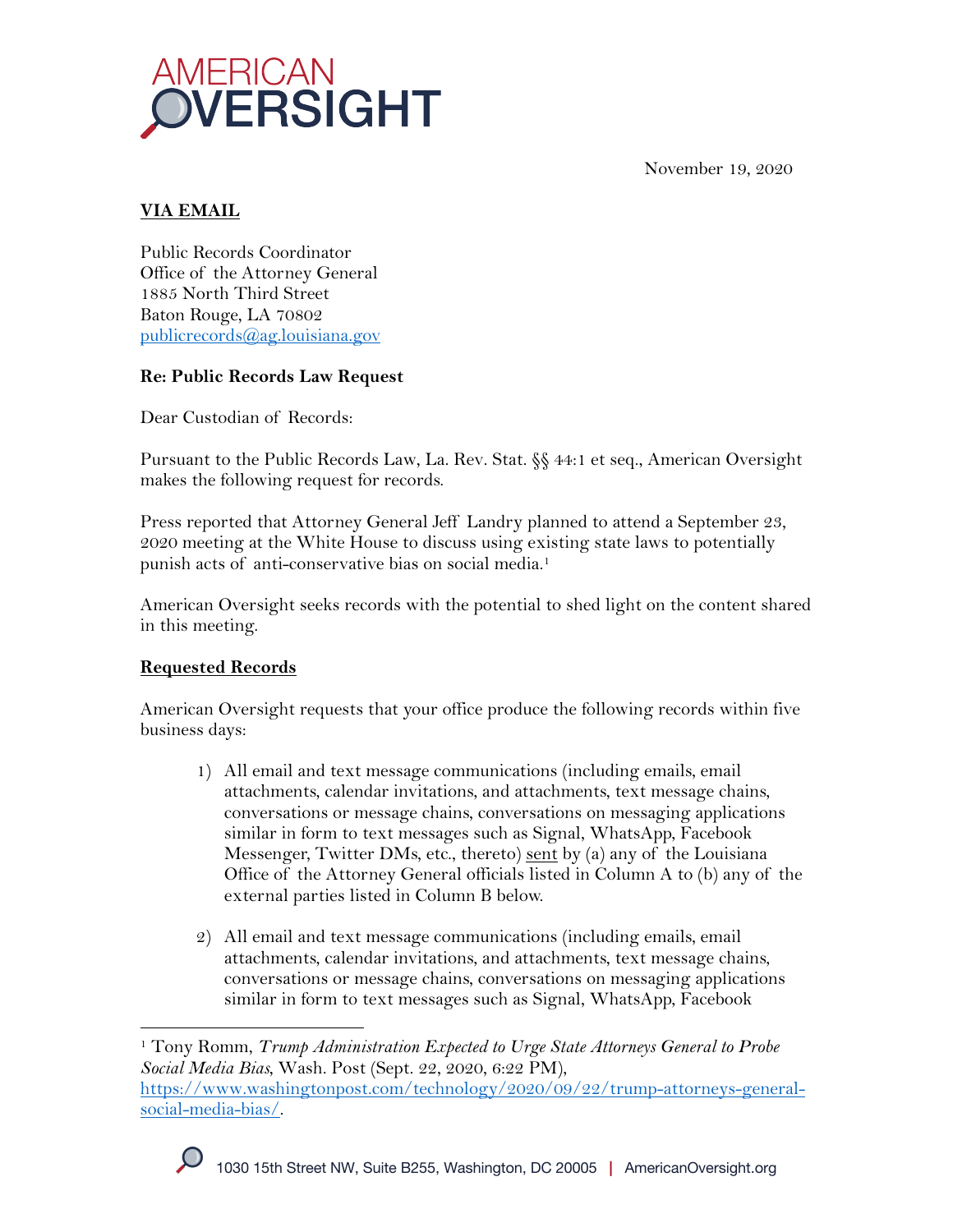AMERICAN OVERSIGHT

November 19, 2020

**VIA EMAIL**

Public Records Coordinator
Office of the Attorney General
1885 North Third Street
Baton Rouge, LA 70802
publicrecords@ag.louisiana.gov

**Re: Public Records Law Request**

Dear Custodian of Records:

Pursuant to the Public Records Law, La. Rev. Stat. §§ 44:1 et seq., American Oversight makes the following request for records.

Press reported that Attorney General Jeff Landry planned to attend a September 23, 2020 meeting at the White House to discuss using existing state laws to potentially punish acts of anti-conservative bias on social media.[1]

American Oversight seeks records with the potential to shed light on the content shared in this meeting.

**Requested Records**

American Oversight requests that your office produce the following records within five business days:

1) All email and text message communications (including emails, email attachments, calendar invitations, and attachments, text message chains, conversations or message chains, conversations on messaging applications similar in form to text messages such as Signal, WhatsApp, Facebook Messenger, Twitter DMs, etc., thereto) sent by (a) any of the Louisiana Office of the Attorney General officials listed in Column A to (b) any of the external parties listed in Column B below.

2) All email and text message communications (including emails, email attachments, calendar invitations, and attachments, text message chains, conversations or message chains, conversations on messaging applications similar in form to text messages such as Signal, WhatsApp, Facebook

[1] Tony Romm, *Trump Administration Expected to Urge State Attorneys General to Probe Social Media Bias*, Wash. Post (Sept. 22, 2020, 6:22 PM), https://www.washingtonpost.com/technology/2020/09/22/trump-attorneys-general-social-media-bias/.

1030 15th Street NW, Suite B255, Washington, DC 20005 | AmericanOversight.org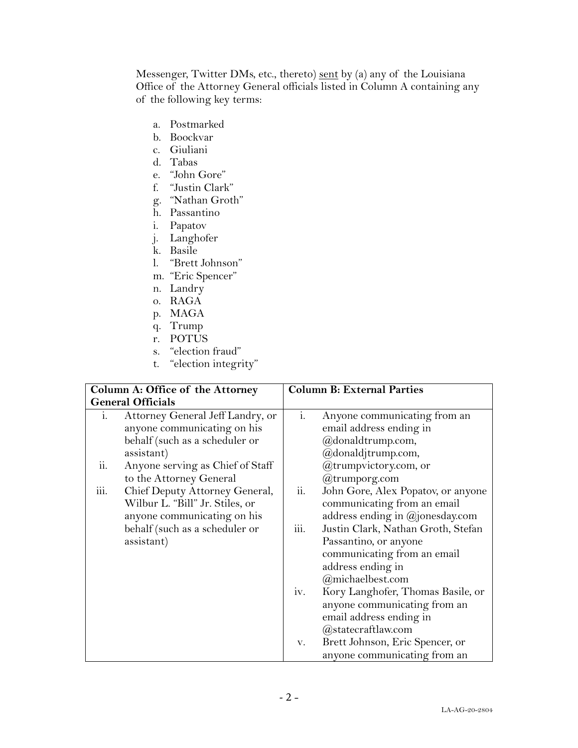Messenger, Twitter DMs, etc., thereto) sent by (a) any of the Louisiana Office of the Attorney General officials listed in Column A containing any of the following key terms:

a. Postmarked
b. Boockvar
c. Giuliani
d. Tabas
e. "John Gore"
f. "Justin Clark"
g. "Nathan Groth"
h. Passantino
i. Papatov
j. Langhofer
k. Basile
l. "Brett Johnson"
m. "Eric Spencer"
n. Landry
o. RAGA
p. MAGA
q. Trump
r. POTUS
s. "election fraud"
t. "election integrity"

| Column A: Office of the Attorney General Officials | Column B: External Parties |
|---|---|
| i. Attorney General Jeff Landry, or anyone communicating on his behalf (such as a scheduler or assistant)<br>ii. Anyone serving as Chief of Staff to the Attorney General<br>iii. Chief Deputy Attorney General, Wilbur L. "Bill" Jr. Stiles, or anyone communicating on his behalf (such as a scheduler or assistant) | i. Anyone communicating from an email address ending in @donaldtrump.com, @donaldjtrump.com, @trumpvictory.com, or @trumporg.com<br>ii. John Gore, Alex Popatov, or anyone communicating from an email address ending in @jonesday.com<br>iii. Justin Clark, Nathan Groth, Stefan Passantino, or anyone communicating from an email address ending in @michaelbest.com<br>iv. Kory Langhofer, Thomas Basile, or anyone communicating from an email address ending in @statecraftlaw.com<br>v. Brett Johnson, Eric Spencer, or anyone communicating from an |

LA-AG-20-2804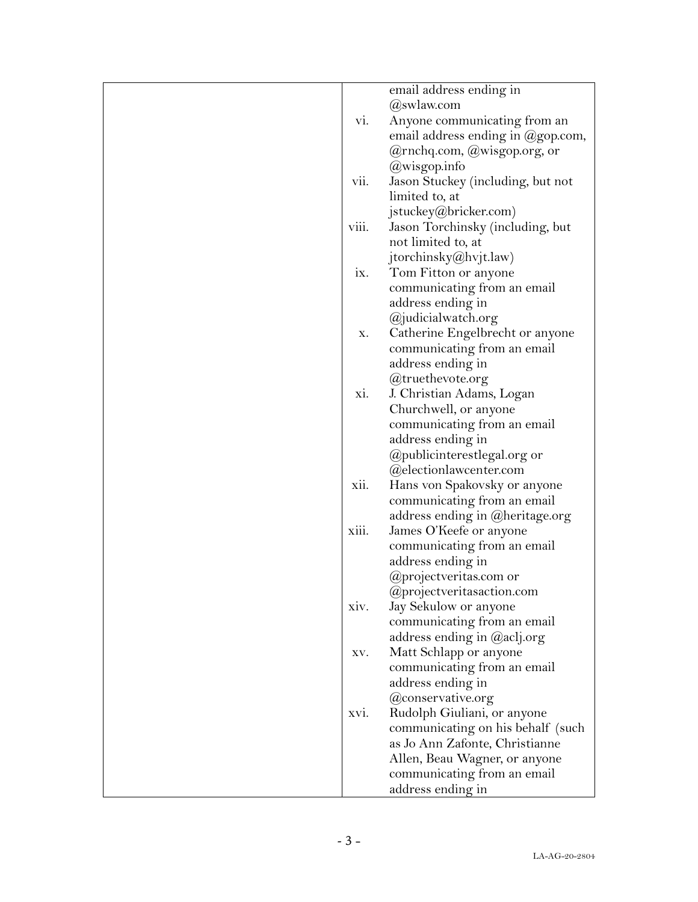| | |
|---|---|
| | email address ending in @swlaw.com<br>vi. Anyone communicating from an email address ending in @gop.com, @rnchq.com, @wisgop.org, or @wisgop.info<br>vii. Jason Stuckey (including, but not limited to, at jstuckey@bricker.com)<br>viii. Jason Torchinsky (including, but not limited to, at jtorchinsky@hvjt.law)<br>ix. Tom Fitton or anyone communicating from an email address ending in @judicialwatch.org<br>x. Catherine Engelbrecht or anyone communicating from an email address ending in @truethevote.org<br>xi. J. Christian Adams, Logan Churchwell, or anyone communicating from an email address ending in @publicinterestlegal.org or @electionlawcenter.com<br>xii. Hans von Spakovsky or anyone communicating from an email address ending in @heritage.org<br>xiii. James O'Keefe or anyone communicating from an email address ending in @projectveritas.com or @projectveritasaction.com<br>xiv. Jay Sekulow or anyone communicating from an email address ending in @aclj.org<br>xv. Matt Schlapp or anyone communicating from an email address ending in @conservative.org<br>xvi. Rudolph Giuliani, or anyone communicating on his behalf (such as Jo Ann Zafonte, Christianne Allen, Beau Wagner, or anyone communicating from an email address ending in |

LA-AG-20-2804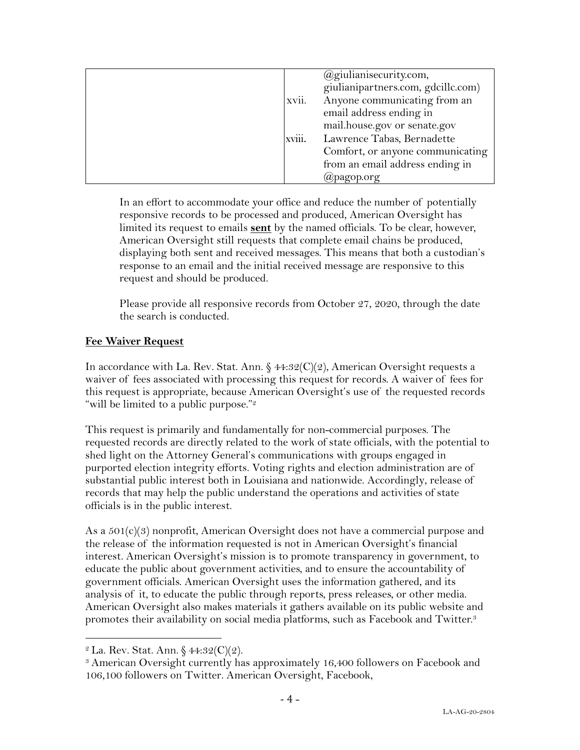| | | |
|---|---|---|
| | | @giulianisecurity.com, giulianipartners.com, gdcillc.com) |
| | xvii. | Anyone communicating from an email address ending in mail.house.gov or senate.gov |
| | xviii. | Lawrence Tabas, Bernadette Comfort, or anyone communicating from an email address ending in @pagop.org |

In an effort to accommodate your office and reduce the number of potentially responsive records to be processed and produced, American Oversight has limited its request to emails **sent** by the named officials. To be clear, however, American Oversight still requests that complete email chains be produced, displaying both sent and received messages. This means that both a custodian's response to an email and the initial received message are responsive to this request and should be produced.

Please provide all responsive records from October 27, 2020, through the date the search is conducted.

## Fee Waiver Request

In accordance with La. Rev. Stat. Ann. § 44:32(C)(2), American Oversight requests a waiver of fees associated with processing this request for records. A waiver of fees for this request is appropriate, because American Oversight's use of the requested records "will be limited to a public purpose."[2]

This request is primarily and fundamentally for non-commercial purposes. The requested records are directly related to the work of state officials, with the potential to shed light on the Attorney General's communications with groups engaged in purported election integrity efforts. Voting rights and election administration are of substantial public interest both in Louisiana and nationwide. Accordingly, release of records that may help the public understand the operations and activities of state officials is in the public interest.

As a 501(c)(3) nonprofit, American Oversight does not have a commercial purpose and the release of the information requested is not in American Oversight's financial interest. American Oversight's mission is to promote transparency in government, to educate the public about government activities, and to ensure the accountability of government officials. American Oversight uses the information gathered, and its analysis of it, to educate the public through reports, press releases, or other media. American Oversight also makes materials it gathers available on its public website and promotes their availability on social media platforms, such as Facebook and Twitter.[3]

[2] La. Rev. Stat. Ann. § 44:32(C)(2).

[3] American Oversight currently has approximately 16,400 followers on Facebook and 106,100 followers on Twitter. American Oversight, Facebook,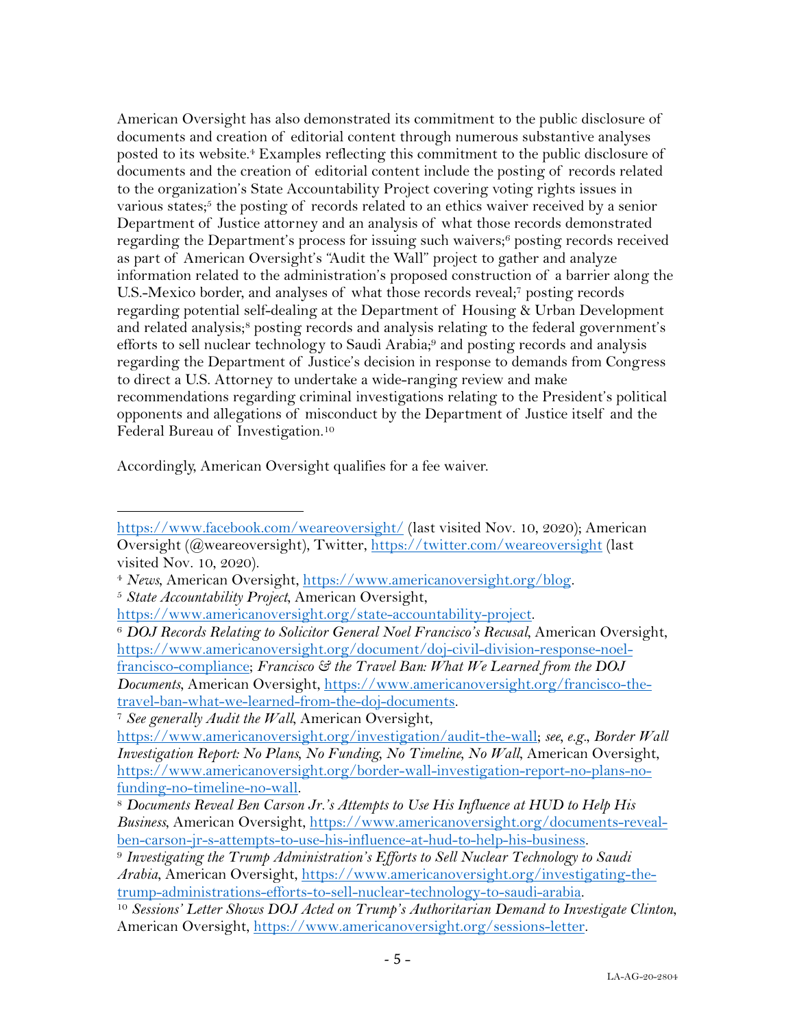American Oversight has also demonstrated its commitment to the public disclosure of documents and creation of editorial content through numerous substantive analyses posted to its website.[4] Examples reflecting this commitment to the public disclosure of documents and the creation of editorial content include the posting of records related to the organization's State Accountability Project covering voting rights issues in various states;[5] the posting of records related to an ethics waiver received by a senior Department of Justice attorney and an analysis of what those records demonstrated regarding the Department's process for issuing such waivers;[6] posting records received as part of American Oversight's "Audit the Wall" project to gather and analyze information related to the administration's proposed construction of a barrier along the U.S.-Mexico border, and analyses of what those records reveal;[7] posting records regarding potential self-dealing at the Department of Housing & Urban Development and related analysis;[8] posting records and analysis relating to the federal government's efforts to sell nuclear technology to Saudi Arabia;[9] and posting records and analysis regarding the Department of Justice's decision in response to demands from Congress to direct a U.S. Attorney to undertake a wide-ranging review and make recommendations regarding criminal investigations relating to the President's political opponents and allegations of misconduct by the Department of Justice itself and the Federal Bureau of Investigation.[10]

Accordingly, American Oversight qualifies for a fee waiver.

---

https://www.facebook.com/weareoversight/ (last visited Nov. 10, 2020); American Oversight (@weareoversight), Twitter, https://twitter.com/weareoversight (last visited Nov. 10, 2020).

[4] *News*, American Oversight, https://www.americanoversight.org/blog.

[5] *State Accountability Project*, American Oversight, https://www.americanoversight.org/state-accountability-project.

[6] *DOJ Records Relating to Solicitor General Noel Francisco's Recusal*, American Oversight, https://www.americanoversight.org/document/doj-civil-division-response-noel-francisco-compliance; *Francisco & the Travel Ban: What We Learned from the DOJ Documents*, American Oversight, https://www.americanoversight.org/francisco-the-travel-ban-what-we-learned-from-the-doj-documents.

[7] *See generally Audit the Wall*, American Oversight, https://www.americanoversight.org/investigation/audit-the-wall; *see, e.g.*, *Border Wall Investigation Report: No Plans, No Funding, No Timeline, No Wall*, American Oversight, https://www.americanoversight.org/border-wall-investigation-report-no-plans-no-funding-no-timeline-no-wall.

[8] *Documents Reveal Ben Carson Jr.'s Attempts to Use His Influence at HUD to Help His Business*, American Oversight, https://www.americanoversight.org/documents-reveal-ben-carson-jr-s-attempts-to-use-his-influence-at-hud-to-help-his-business.

[9] *Investigating the Trump Administration's Efforts to Sell Nuclear Technology to Saudi Arabia*, American Oversight, https://www.americanoversight.org/investigating-the-trump-administrations-efforts-to-sell-nuclear-technology-to-saudi-arabia.

[10] *Sessions' Letter Shows DOJ Acted on Trump's Authoritarian Demand to Investigate Clinton*, American Oversight, https://www.americanoversight.org/sessions-letter.

LA-AG-20-2804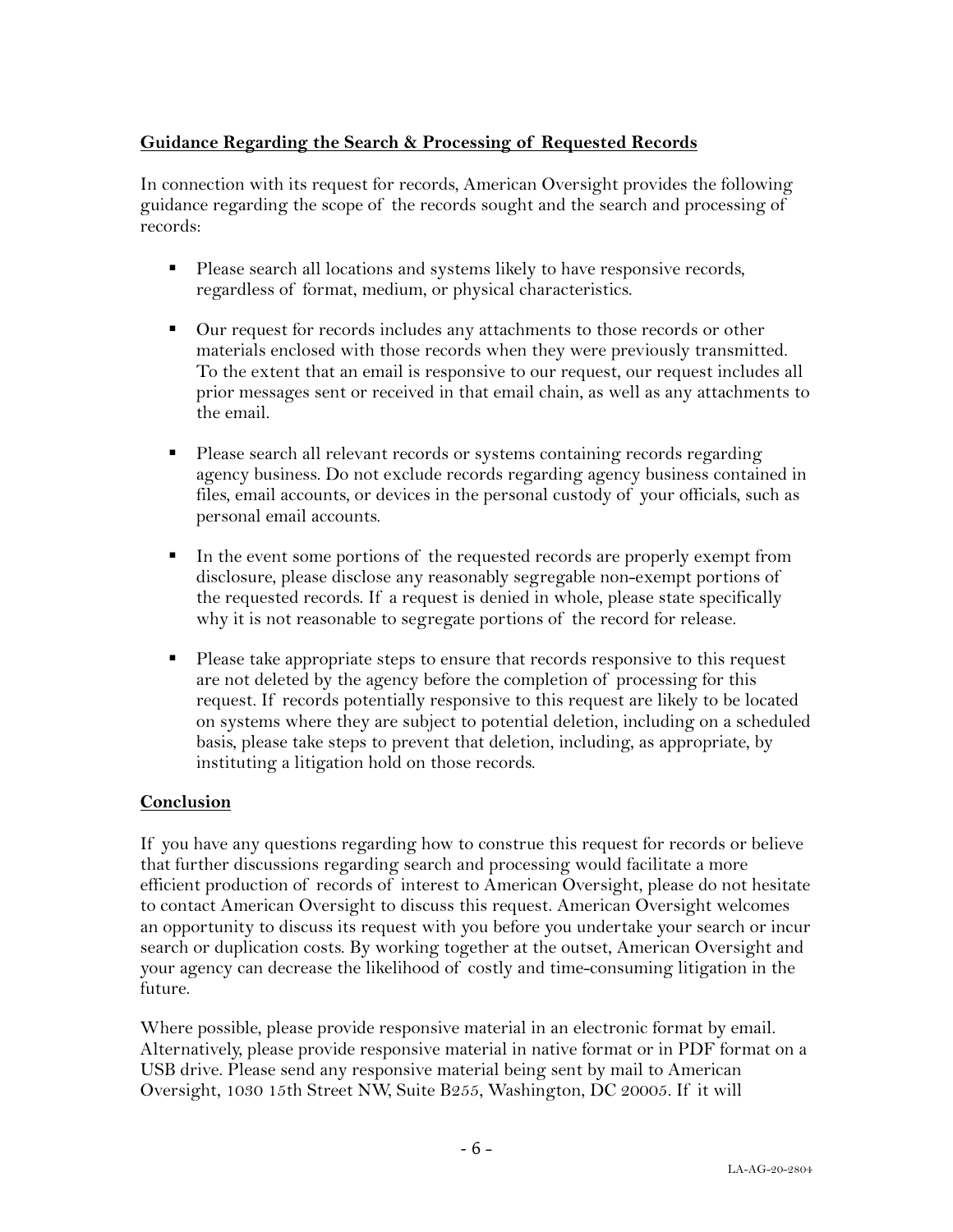**Guidance Regarding the Search & Processing of Requested Records**

In connection with its request for records, American Oversight provides the following guidance regarding the scope of the records sought and the search and processing of records:

- Please search all locations and systems likely to have responsive records, regardless of format, medium, or physical characteristics.

- Our request for records includes any attachments to those records or other materials enclosed with those records when they were previously transmitted. To the extent that an email is responsive to our request, our request includes all prior messages sent or received in that email chain, as well as any attachments to the email.

- Please search all relevant records or systems containing records regarding agency business. Do not exclude records regarding agency business contained in files, email accounts, or devices in the personal custody of your officials, such as personal email accounts.

- In the event some portions of the requested records are properly exempt from disclosure, please disclose any reasonably segregable non-exempt portions of the requested records. If a request is denied in whole, please state specifically why it is not reasonable to segregate portions of the record for release.

- Please take appropriate steps to ensure that records responsive to this request are not deleted by the agency before the completion of processing for this request. If records potentially responsive to this request are likely to be located on systems where they are subject to potential deletion, including on a scheduled basis, please take steps to prevent that deletion, including, as appropriate, by instituting a litigation hold on those records.

**Conclusion**

If you have any questions regarding how to construe this request for records or believe that further discussions regarding search and processing would facilitate a more efficient production of records of interest to American Oversight, please do not hesitate to contact American Oversight to discuss this request. American Oversight welcomes an opportunity to discuss its request with you before you undertake your search or incur search or duplication costs. By working together at the outset, American Oversight and your agency can decrease the likelihood of costly and time-consuming litigation in the future.

Where possible, please provide responsive material in an electronic format by email. Alternatively, please provide responsive material in native format or in PDF format on a USB drive. Please send any responsive material being sent by mail to American Oversight, 1030 15th Street NW, Suite B255, Washington, DC 20005. If it will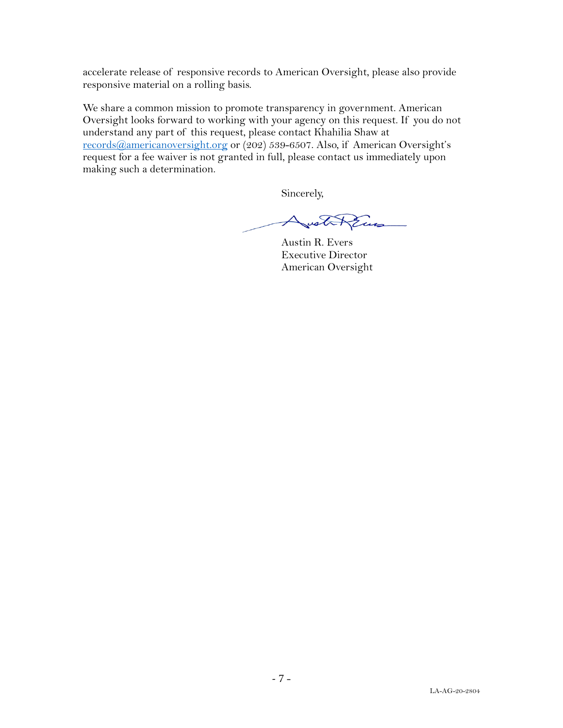accelerate release of responsive records to American Oversight, please also provide responsive material on a rolling basis.

We share a common mission to promote transparency in government. American Oversight looks forward to working with your agency on this request. If you do not understand any part of this request, please contact Khahilia Shaw at records@americanoversight.org or (202) 539-6507. Also, if American Oversight's request for a fee waiver is not granted in full, please contact us immediately upon making such a determination.

Sincerely,

Austin R. Evers
Executive Director
American Oversight

LA-AG-20-2804